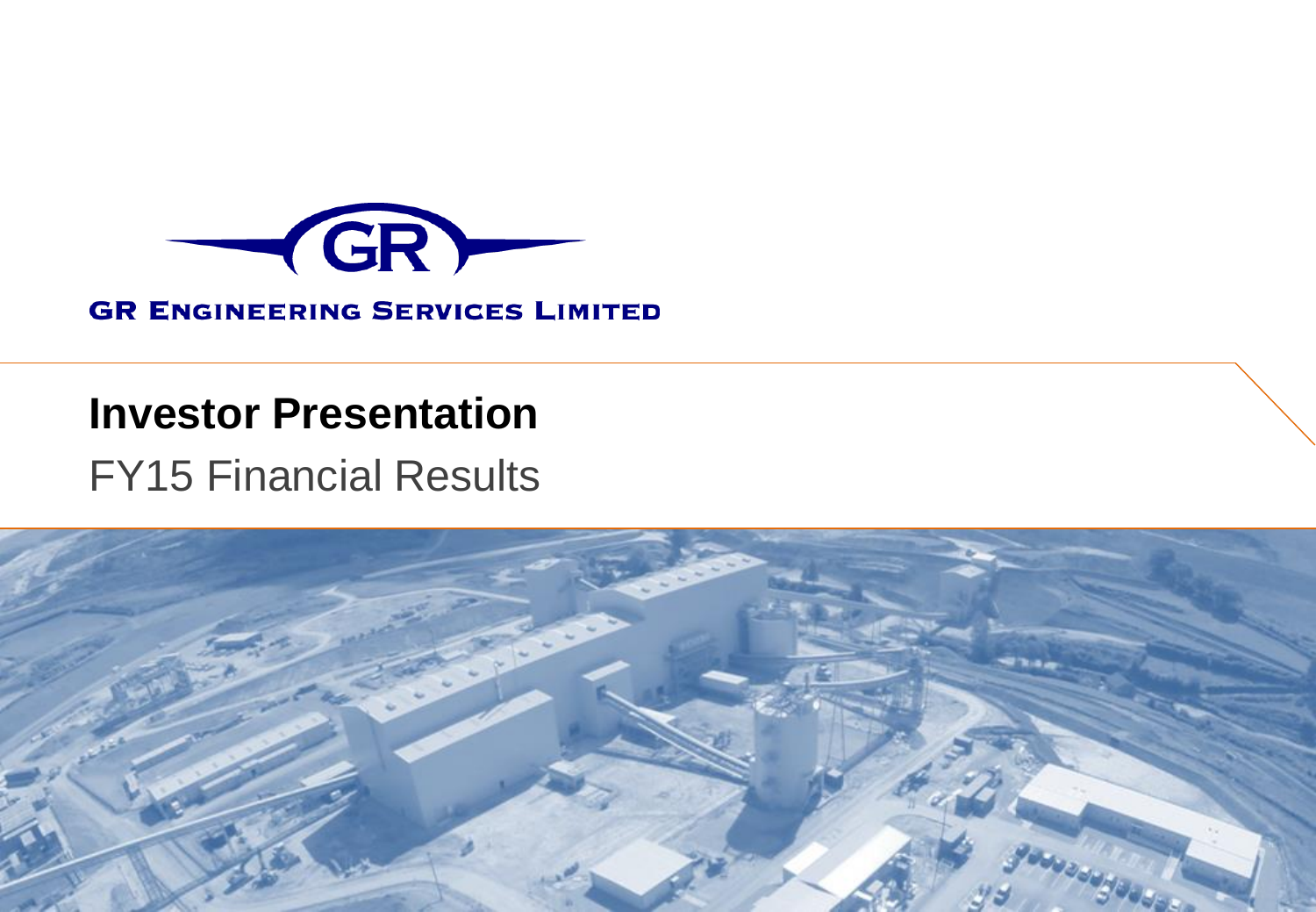GR ENGINEERING SERVICES LIMITED

# Investor Presentation

## FY15 Financial Results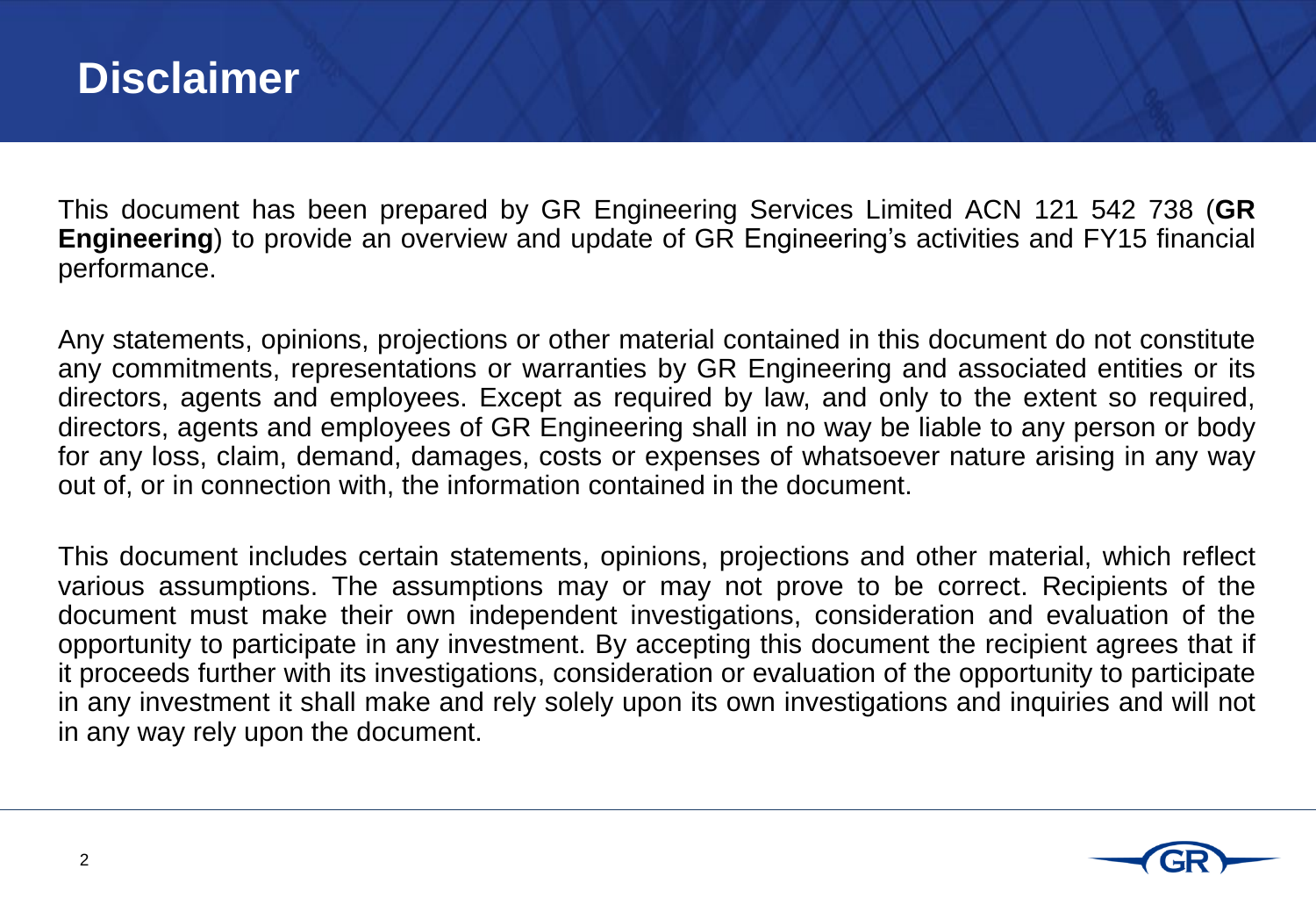# Disclaimer

This document has been prepared by GR Engineering Services Limited ACN 121 542 738 (**GR Engineering**) to provide an overview and update of GR Engineering's activities and FY15 financial performance.

Any statements, opinions, projections or other material contained in this document do not constitute any commitments, representations or warranties by GR Engineering and associated entities or its directors, agents and employees. Except as required by law, and only to the extent so required, directors, agents and employees of GR Engineering shall in no way be liable to any person or body for any loss, claim, demand, damages, costs or expenses of whatsoever nature arising in any way out of, or in connection with, the information contained in the document.

This document includes certain statements, opinions, projections and other material, which reflect various assumptions. The assumptions may or may not prove to be correct. Recipients of the document must make their own independent investigations, consideration and evaluation of the opportunity to participate in any investment. By accepting this document the recipient agrees that if it proceeds further with its investigations, consideration or evaluation of the opportunity to participate in any investment it shall make and rely solely upon its own investigations and inquiries and will not in any way rely upon the document.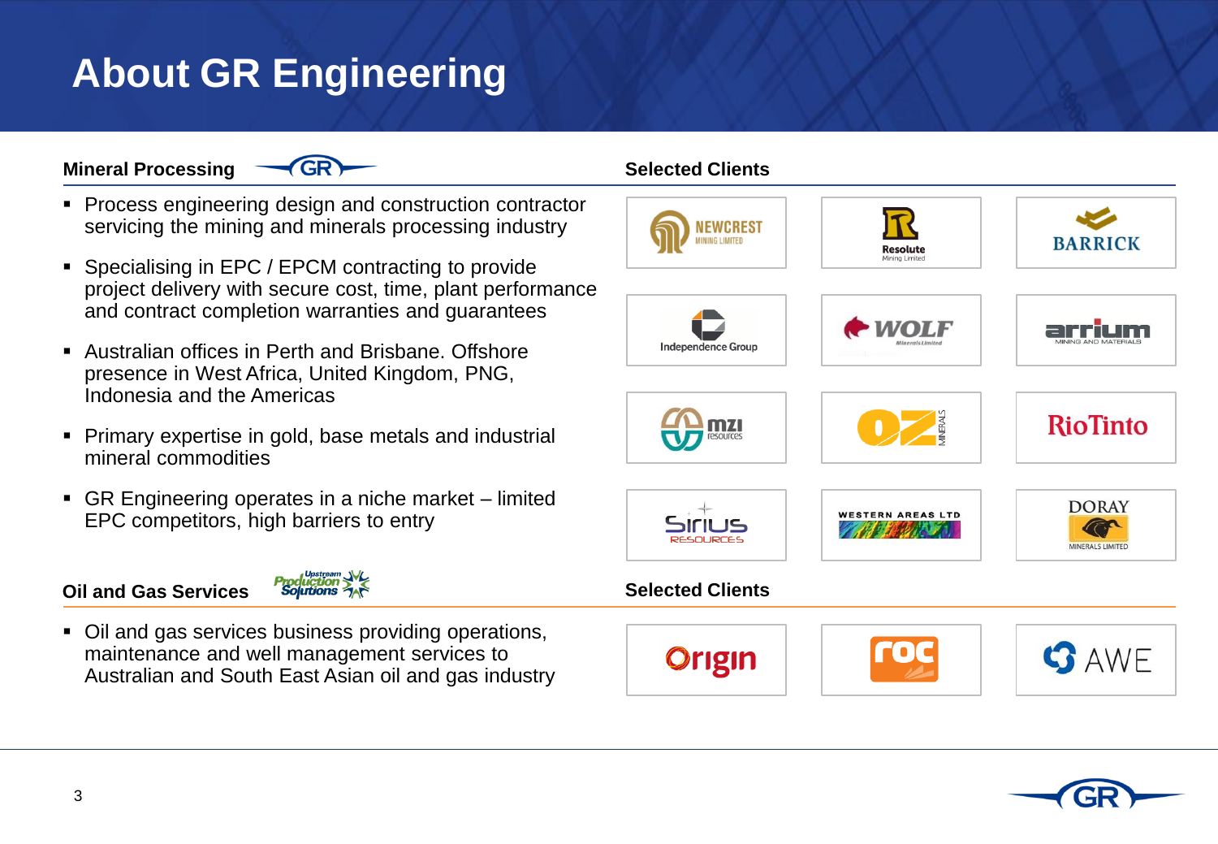# About GR Engineering

## Mineral Processing

- Process engineering design and construction contractor servicing the mining and minerals processing industry
- Specialising in EPC / EPCM contracting to provide project delivery with secure cost, time, plant performance and contract completion warranties and guarantees
- Australian offices in Perth and Brisbane. Offshore presence in West Africa, United Kingdom, PNG, Indonesia and the Americas
- Primary expertise in gold, base metals and industrial mineral commodities
- GR Engineering operates in a niche market – limited EPC competitors, high barriers to entry

### Selected Clients

| | | |
|---|---|---|
| Newcrest Mining Limited | Resolute Mining Limited | Barrick |
| Independence Group | Wolf Minerals Limited | Arrium Mining and Materials |
| MZI Resources | OZ Minerals | RioTinto |
| Sirius Resources | Western Areas Ltd | Doray Minerals Limited |

## Oil and Gas Services

- Oil and gas services business providing operations, maintenance and well management services to Australian and South East Asian oil and gas industry

### Selected Clients

| | | |
|---|---|---|
| Origin | roc | AWE |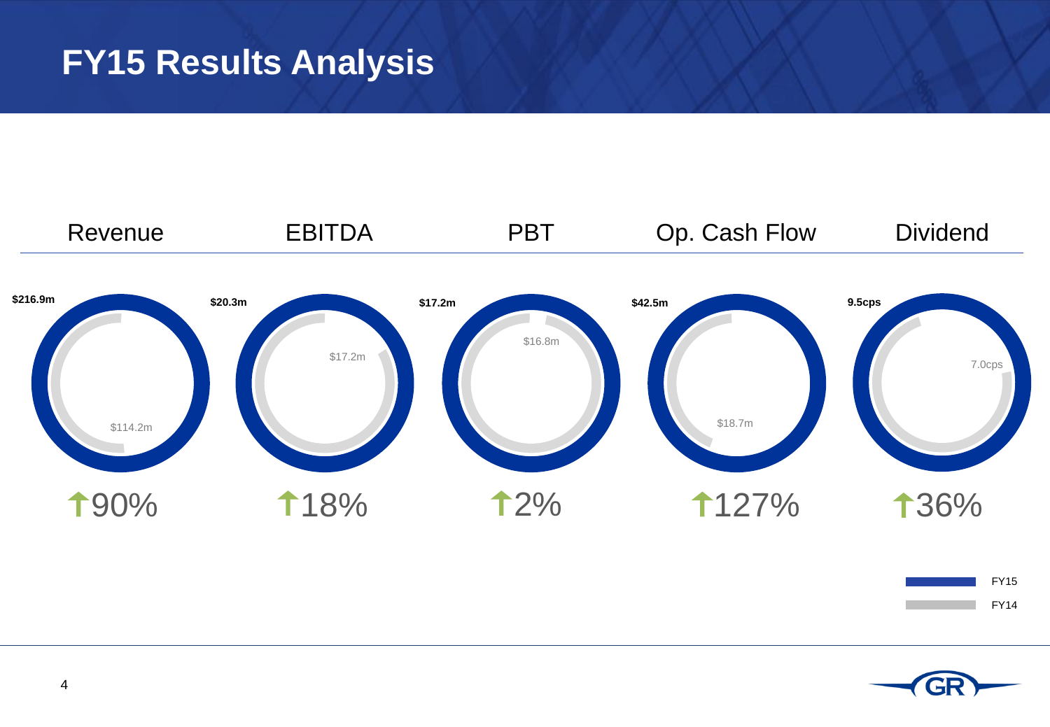# FY15 Results Analysis

Revenue

$216.9m

$114.2m

↑90%

EBITDA

$20.3m

$17.2m

↑18%

PBT

$17.2m

$16.8m

↑2%

Op. Cash Flow

$42.5m

$18.7m

↑127%

Dividend

9.5cps

7.0cps

↑36%

FY15

FY14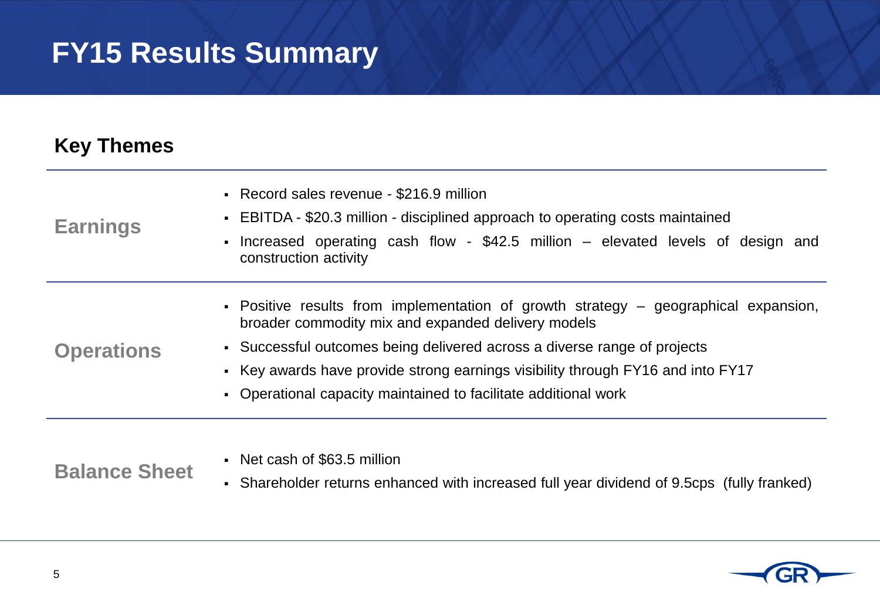# FY15 Results Summary

## Key Themes

| | |
|---|---|
| **Earnings** | ▪ Record sales revenue - $216.9 million<br>▪ EBITDA - $20.3 million - disciplined approach to operating costs maintained<br>▪ Increased operating cash flow - $42.5 million – elevated levels of design and construction activity |
| **Operations** | ▪ Positive results from implementation of growth strategy – geographical expansion, broader commodity mix and expanded delivery models<br>▪ Successful outcomes being delivered across a diverse range of projects<br>▪ Key awards have provide strong earnings visibility through FY16 and into FY17<br>▪ Operational capacity maintained to facilitate additional work |
| **Balance Sheet** | ▪ Net cash of $63.5 million<br>▪ Shareholder returns enhanced with increased full year dividend of 9.5cps (fully franked) |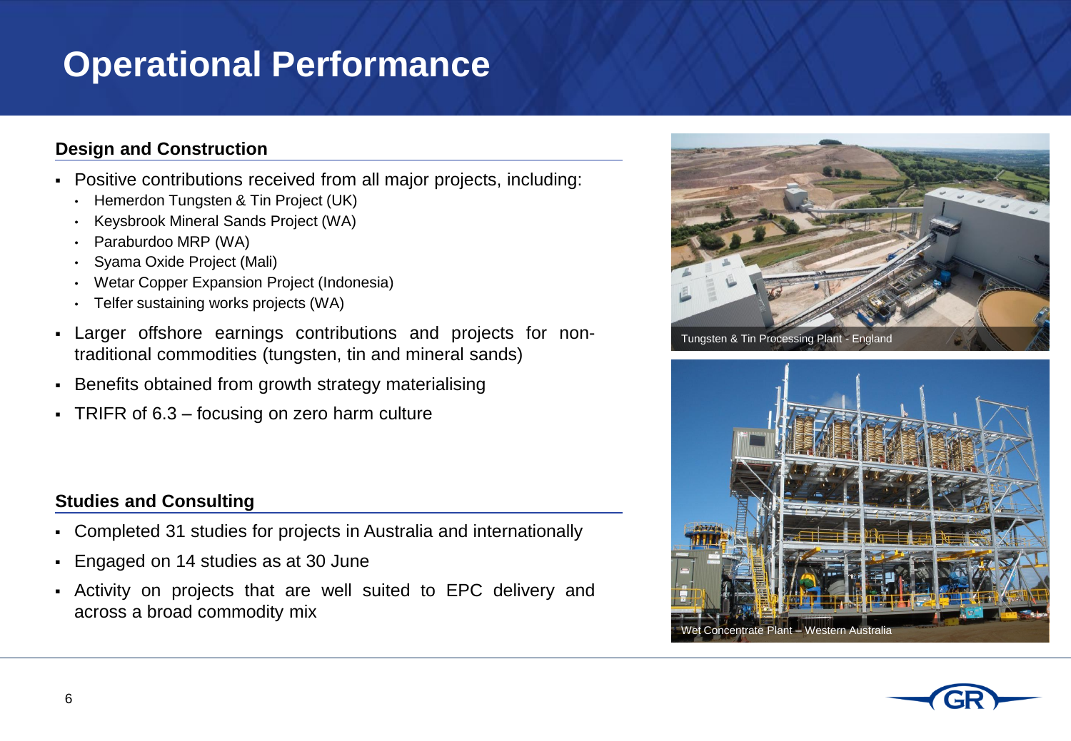# Operational Performance

## Design and Construction

- Positive contributions received from all major projects, including:
  - Hemerdon Tungsten & Tin Project (UK)
  - Keysbrook Mineral Sands Project (WA)
  - Paraburdoo MRP (WA)
  - Syama Oxide Project (Mali)
  - Wetar Copper Expansion Project (Indonesia)
  - Telfer sustaining works projects (WA)
- Larger offshore earnings contributions and projects for non-traditional commodities (tungsten, tin and mineral sands)
- Benefits obtained from growth strategy materialising
- TRIFR of 6.3 – focusing on zero harm culture

## Studies and Consulting

- Completed 31 studies for projects in Australia and internationally
- Engaged on 14 studies as at 30 June
- Activity on projects that are well suited to EPC delivery and across a broad commodity mix

Tungsten & Tin Processing Plant - England

Wet Concentrate Plant – Western Australia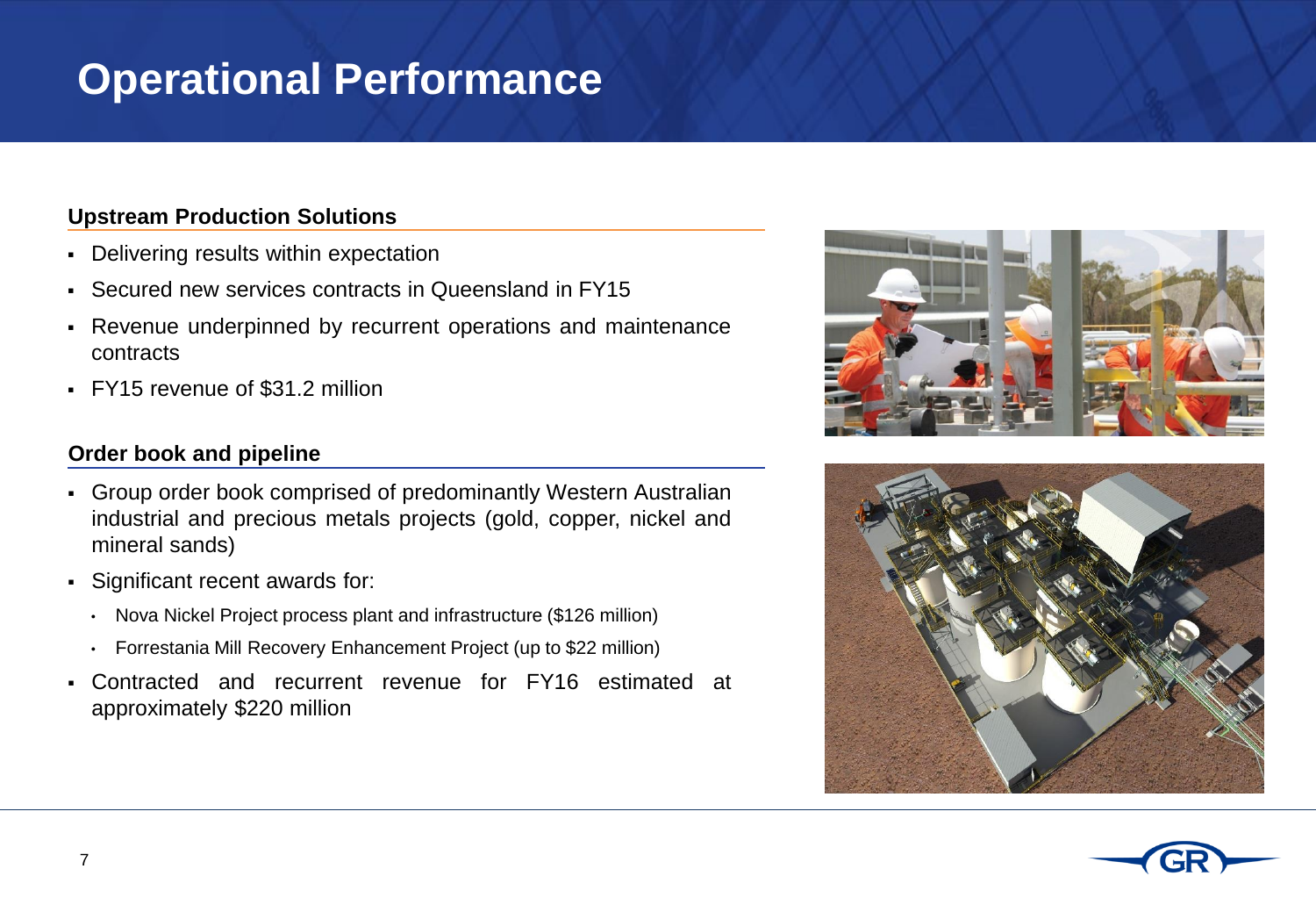# Operational Performance

### Upstream Production Solutions

- Delivering results within expectation
- Secured new services contracts in Queensland in FY15
- Revenue underpinned by recurrent operations and maintenance contracts
- FY15 revenue of $31.2 million

### Order book and pipeline

- Group order book comprised of predominantly Western Australian industrial and precious metals projects (gold, copper, nickel and mineral sands)
- Significant recent awards for:
  - Nova Nickel Project process plant and infrastructure ($126 million)
  - Forrestania Mill Recovery Enhancement Project (up to $22 million)
- Contracted and recurrent revenue for FY16 estimated at approximately $220 million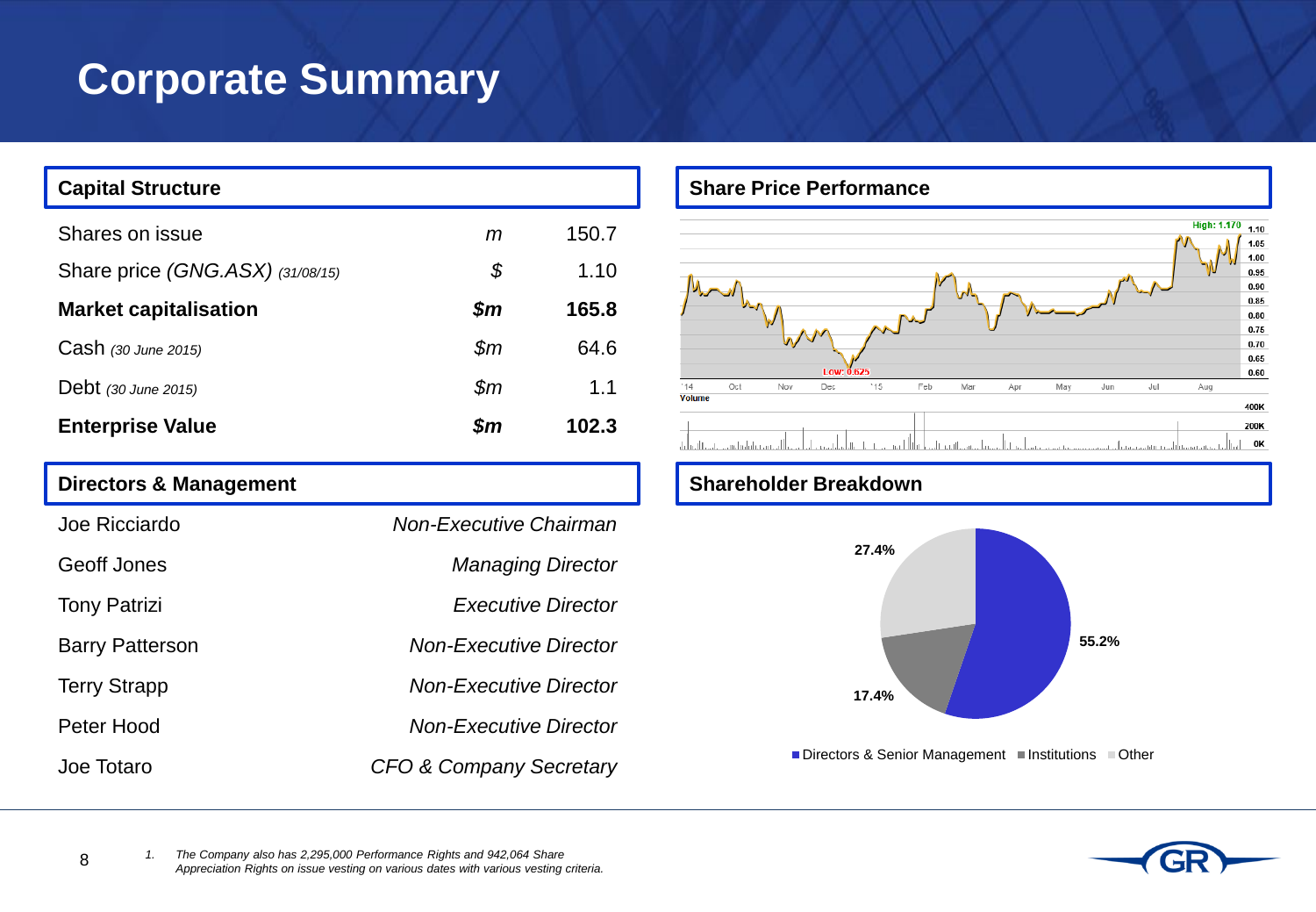# Corporate Summary

## Capital Structure

| | | |
|---|---|---|
| Shares on issue | *m* | 150.7 |
| Share price *(GNG.ASX)* *(31/08/15)* | *$* | 1.10 |
| **Market capitalisation** | ***$m*** | **165.8** |
| Cash *(30 June 2015)* | *$m* | 64.6 |
| Debt *(30 June 2015)* | *$m* | 1.1 |
| **Enterprise Value** | ***$m*** | **102.3** |

## Share Price Performance

High: 1.170

Low: 0.625

1.10
1.05
1.00
0.95
0.90
0.85
0.80
0.75
0.70
0.65
0.60

'14 Oct Nov Dec '15 Feb Mar Apr May Jun Jul Aug

Volume

400K
200K
0K

## Directors & Management

| | |
|---|---|
| Joe Ricciardo | *Non-Executive Chairman* |
| Geoff Jones | *Managing Director* |
| Tony Patrizi | *Executive Director* |
| Barry Patterson | *Non-Executive Director* |
| Terry Strapp | *Non-Executive Director* |
| Peter Hood | *Non-Executive Director* |
| Joe Totaro | *CFO & Company Secretary* |

## Shareholder Breakdown

27.4%

55.2%

17.4%

Directors & Senior Management Institutions Other

1. *The Company also has 2,295,000 Performance Rights and 942,064 Share Appreciation Rights on issue vesting on various dates with various vesting criteria.*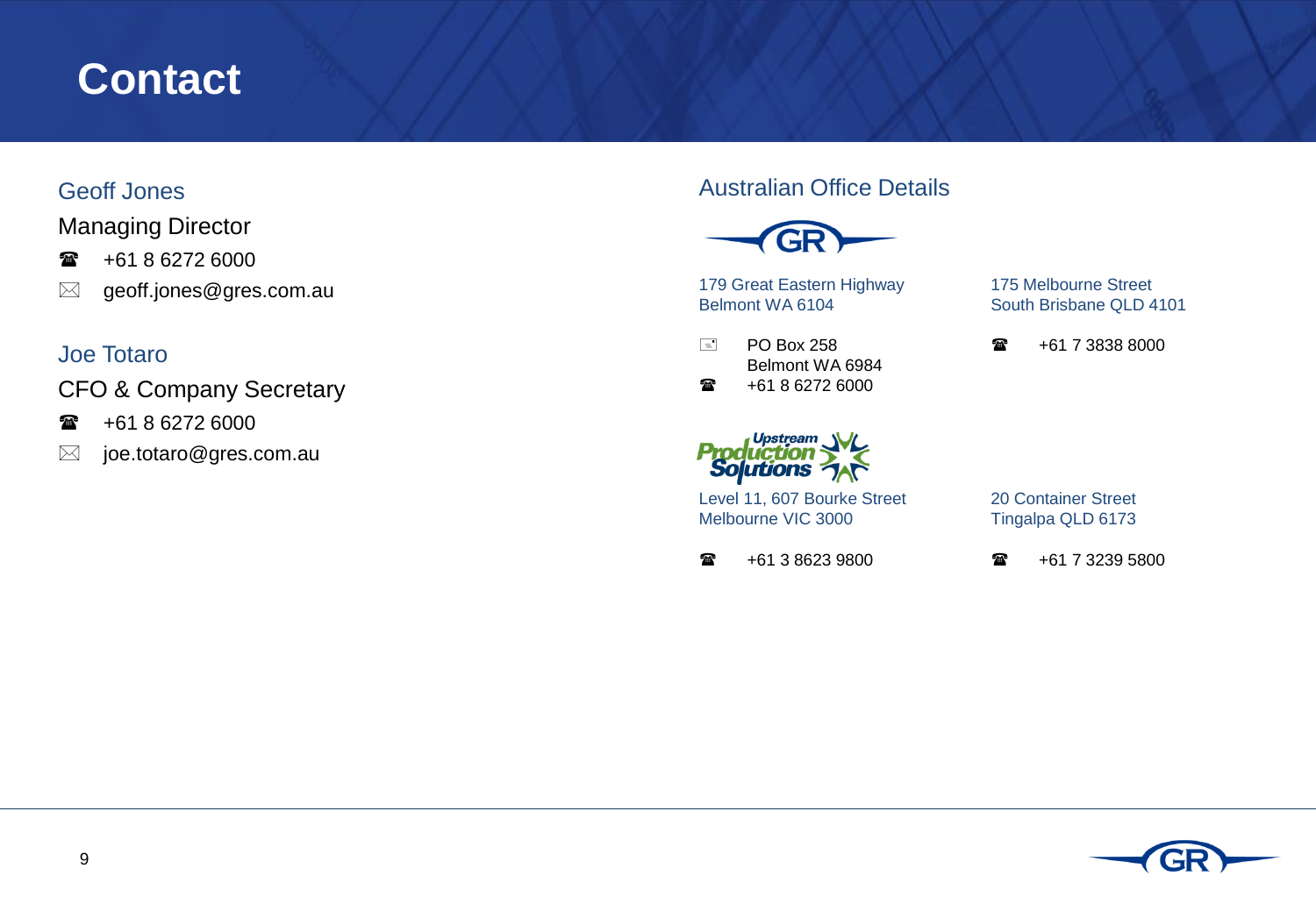# Contact

## Geoff Jones

Managing Director

☎ +61 8 6272 6000

✉ geoff.jones@gres.com.au

## Joe Totaro

CFO & Company Secretary

☎ +61 8 6272 6000

✉ joe.totaro@gres.com.au

## Australian Office Details

GR

179 Great Eastern Highway
Belmont WA 6104

PO Box 258
Belmont WA 6984

☎ +61 8 6272 6000

175 Melbourne Street
South Brisbane QLD 4101

☎ +61 7 3838 8000

Upstream Production Solutions

Level 11, 607 Bourke Street
Melbourne VIC 3000

☎ +61 3 8623 9800

20 Container Street
Tingalpa QLD 6173

☎ +61 7 3239 5800